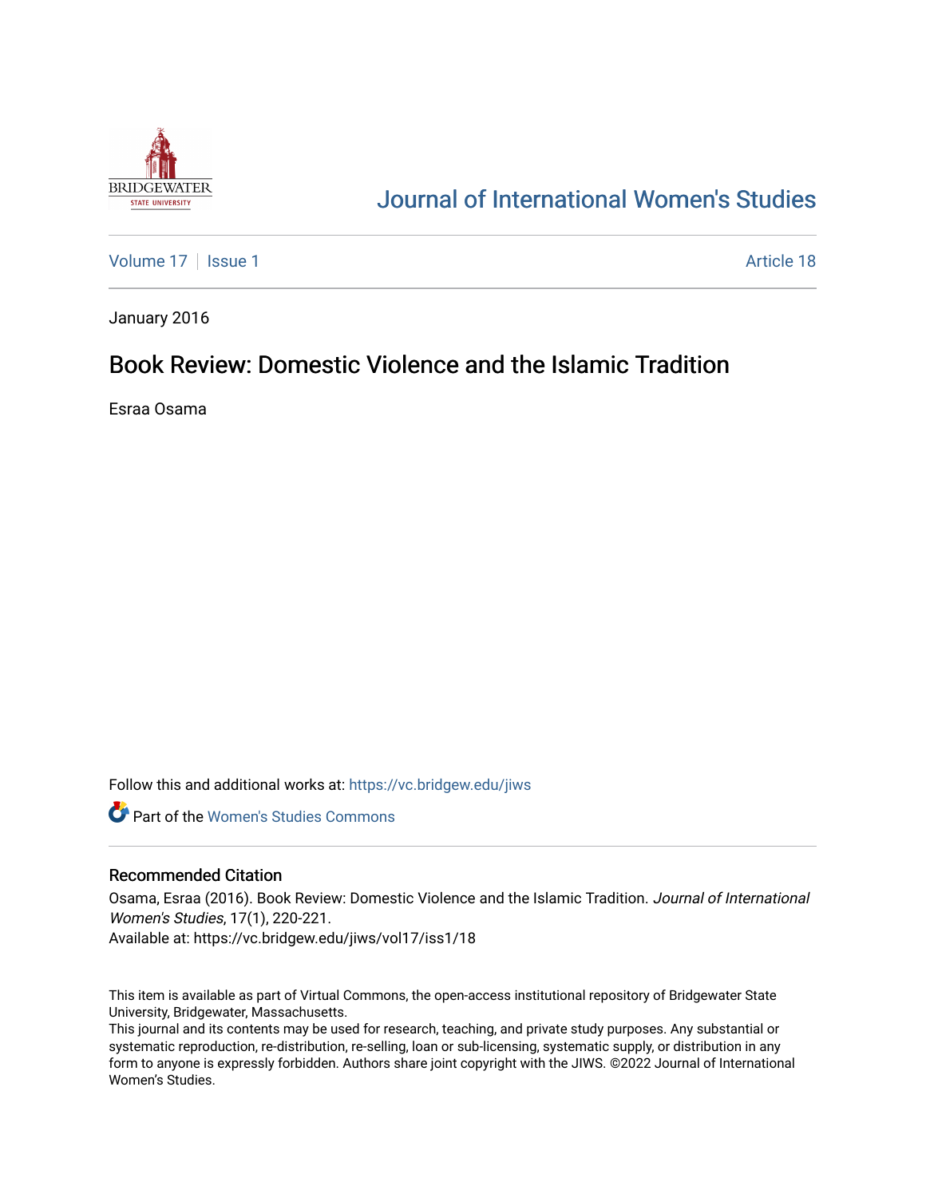Journal of International Women's Studies

Volume 17 | Issue 1 | Article 18

January 2016

# Book Review: Domestic Violence and the Islamic Tradition

Esraa Osama

Follow this and additional works at: https://vc.bridgew.edu/jiws

Part of the Women's Studies Commons

## Recommended Citation

Osama, Esraa (2016). Book Review: Domestic Violence and the Islamic Tradition. *Journal of International Women's Studies*, 17(1), 220-221.
Available at: https://vc.bridgew.edu/jiws/vol17/iss1/18

This item is available as part of Virtual Commons, the open-access institutional repository of Bridgewater State University, Bridgewater, Massachusetts.
This journal and its contents may be used for research, teaching, and private study purposes. Any substantial or systematic reproduction, re-distribution, re-selling, loan or sub-licensing, systematic supply, or distribution in any form to anyone is expressly forbidden. Authors share joint copyright with the JIWS. ©2022 Journal of International Women's Studies.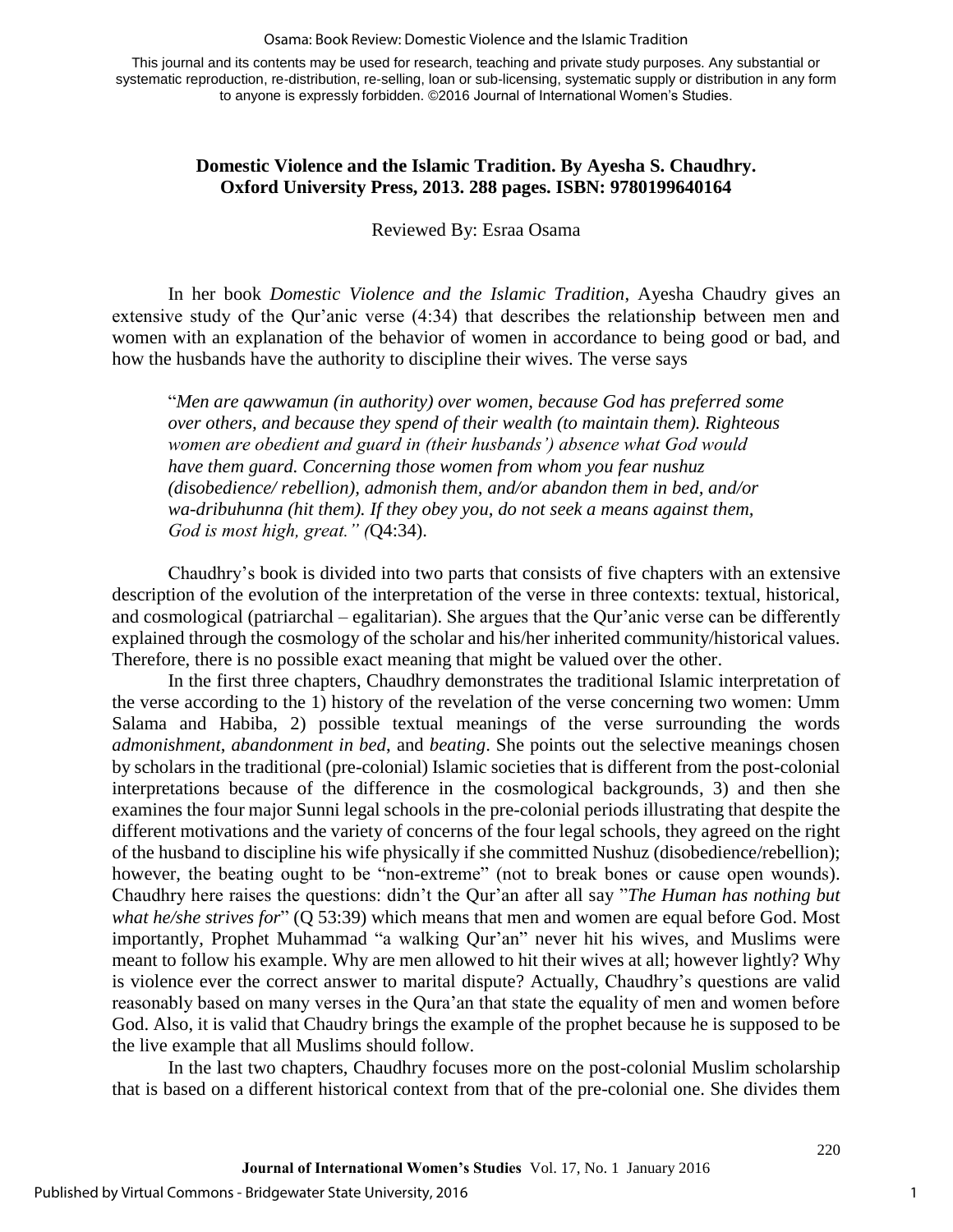**Domestic Violence and the Islamic Tradition. By Ayesha S. Chaudhry. Oxford University Press, 2013. 288 pages. ISBN: 9780199640164**

Reviewed By: Esraa Osama

In her book *Domestic Violence and the Islamic Tradition*, Ayesha Chaudry gives an extensive study of the Qur'anic verse (4:34) that describes the relationship between men and women with an explanation of the behavior of women in accordance to being good or bad, and how the husbands have the authority to discipline their wives. The verse says

> "*Men are qawwamun (in authority) over women, because God has preferred some over others, and because they spend of their wealth (to maintain them). Righteous women are obedient and guard in (their husbands') absence what God would have them guard. Concerning those women from whom you fear nushuz (disobedience/ rebellion), admonish them, and/or abandon them in bed, and/or wa-dribuhunna (hit them). If they obey you, do not seek a means against them, God is most high, great." (*Q4:34).

Chaudhry's book is divided into two parts that consists of five chapters with an extensive description of the evolution of the interpretation of the verse in three contexts: textual, historical, and cosmological (patriarchal – egalitarian). She argues that the Qur'anic verse can be differently explained through the cosmology of the scholar and his/her inherited community/historical values. Therefore, there is no possible exact meaning that might be valued over the other.

In the first three chapters, Chaudhry demonstrates the traditional Islamic interpretation of the verse according to the 1) history of the revelation of the verse concerning two women: Umm Salama and Habiba, 2) possible textual meanings of the verse surrounding the words *admonishment*, *abandonment in bed*, and *beating*. She points out the selective meanings chosen by scholars in the traditional (pre-colonial) Islamic societies that is different from the post-colonial interpretations because of the difference in the cosmological backgrounds, 3) and then she examines the four major Sunni legal schools in the pre-colonial periods illustrating that despite the different motivations and the variety of concerns of the four legal schools, they agreed on the right of the husband to discipline his wife physically if she committed Nushuz (disobedience/rebellion); however, the beating ought to be "non-extreme" (not to break bones or cause open wounds). Chaudhry here raises the questions: didn't the Qur'an after all say "*The Human has nothing but what he/she strives for*" (Q 53:39) which means that men and women are equal before God. Most importantly, Prophet Muhammad "a walking Qur'an" never hit his wives, and Muslims were meant to follow his example. Why are men allowed to hit their wives at all; however lightly? Why is violence ever the correct answer to marital dispute? Actually, Chaudhry's questions are valid reasonably based on many verses in the Qura'an that state the equality of men and women before God. Also, it is valid that Chaudry brings the example of the prophet because he is supposed to be the live example that all Muslims should follow.

In the last two chapters, Chaudhry focuses more on the post-colonial Muslim scholarship that is based on a different historical context from that of the pre-colonial one. She divides them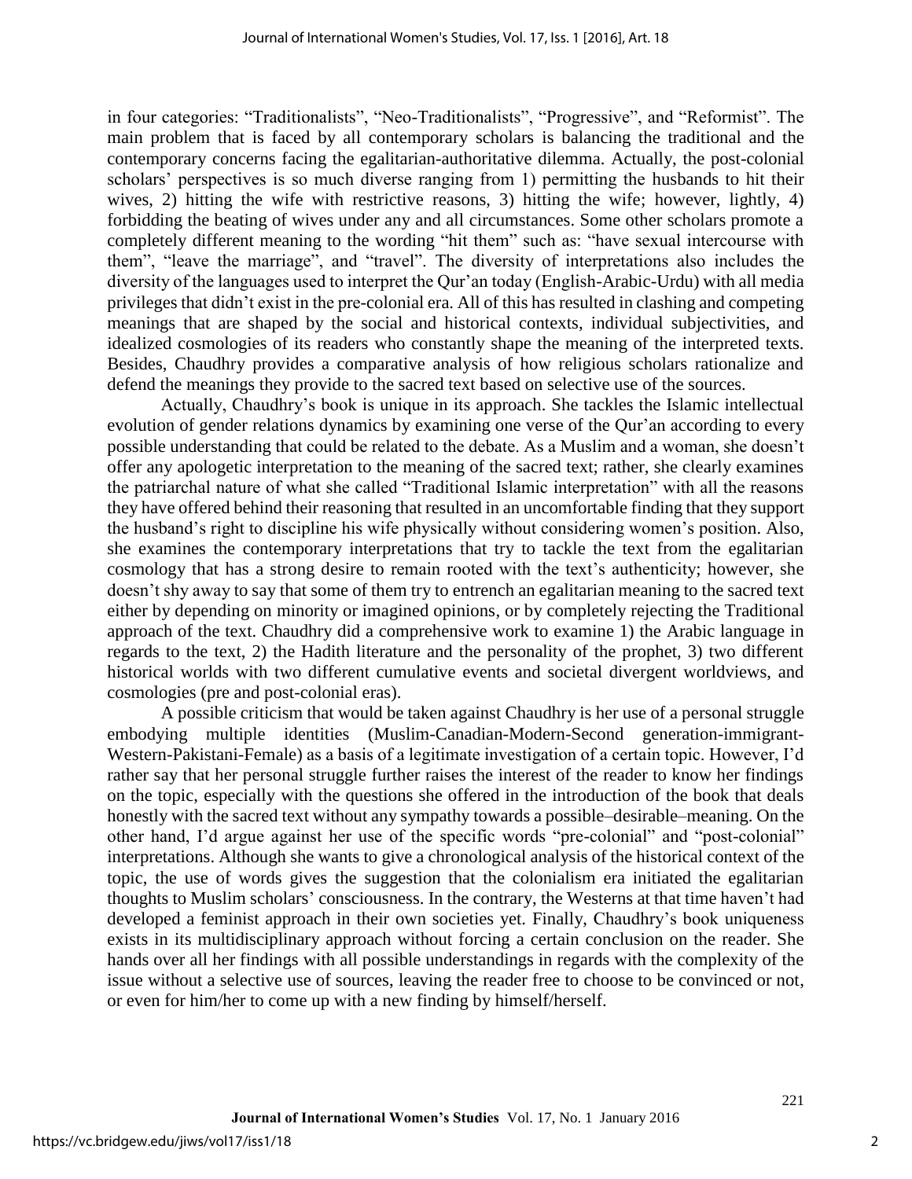in four categories: “Traditionalists”, “Neo-Traditionalists”, “Progressive”, and “Reformist”. The main problem that is faced by all contemporary scholars is balancing the traditional and the contemporary concerns facing the egalitarian-authoritative dilemma. Actually, the post-colonial scholars’ perspectives is so much diverse ranging from 1) permitting the husbands to hit their wives, 2) hitting the wife with restrictive reasons, 3) hitting the wife; however, lightly, 4) forbidding the beating of wives under any and all circumstances. Some other scholars promote a completely different meaning to the wording “hit them” such as: “have sexual intercourse with them”, “leave the marriage”, and “travel”. The diversity of interpretations also includes the diversity of the languages used to interpret the Qur’an today (English-Arabic-Urdu) with all media privileges that didn’t exist in the pre-colonial era. All of this has resulted in clashing and competing meanings that are shaped by the social and historical contexts, individual subjectivities, and idealized cosmologies of its readers who constantly shape the meaning of the interpreted texts. Besides, Chaudhry provides a comparative analysis of how religious scholars rationalize and defend the meanings they provide to the sacred text based on selective use of the sources.

Actually, Chaudhry’s book is unique in its approach. She tackles the Islamic intellectual evolution of gender relations dynamics by examining one verse of the Qur’an according to every possible understanding that could be related to the debate. As a Muslim and a woman, she doesn’t offer any apologetic interpretation to the meaning of the sacred text; rather, she clearly examines the patriarchal nature of what she called “Traditional Islamic interpretation” with all the reasons they have offered behind their reasoning that resulted in an uncomfortable finding that they support the husband’s right to discipline his wife physically without considering women’s position. Also, she examines the contemporary interpretations that try to tackle the text from the egalitarian cosmology that has a strong desire to remain rooted with the text’s authenticity; however, she doesn’t shy away to say that some of them try to entrench an egalitarian meaning to the sacred text either by depending on minority or imagined opinions, or by completely rejecting the Traditional approach of the text. Chaudhry did a comprehensive work to examine 1) the Arabic language in regards to the text, 2) the Hadith literature and the personality of the prophet, 3) two different historical worlds with two different cumulative events and societal divergent worldviews, and cosmologies (pre and post-colonial eras).

A possible criticism that would be taken against Chaudhry is her use of a personal struggle embodying multiple identities (Muslim-Canadian-Modern-Second generation-immigrant-Western-Pakistani-Female) as a basis of a legitimate investigation of a certain topic. However, I’d rather say that her personal struggle further raises the interest of the reader to know her findings on the topic, especially with the questions she offered in the introduction of the book that deals honestly with the sacred text without any sympathy towards a possible–desirable–meaning. On the other hand, I’d argue against her use of the specific words “pre-colonial” and “post-colonial” interpretations. Although she wants to give a chronological analysis of the historical context of the topic, the use of words gives the suggestion that the colonialism era initiated the egalitarian thoughts to Muslim scholars’ consciousness. In the contrary, the Westerns at that time haven’t had developed a feminist approach in their own societies yet. Finally, Chaudhry’s book uniqueness exists in its multidisciplinary approach without forcing a certain conclusion on the reader. She hands over all her findings with all possible understandings in regards with the complexity of the issue without a selective use of sources, leaving the reader free to choose to be convinced or not, or even for him/her to come up with a new finding by himself/herself.